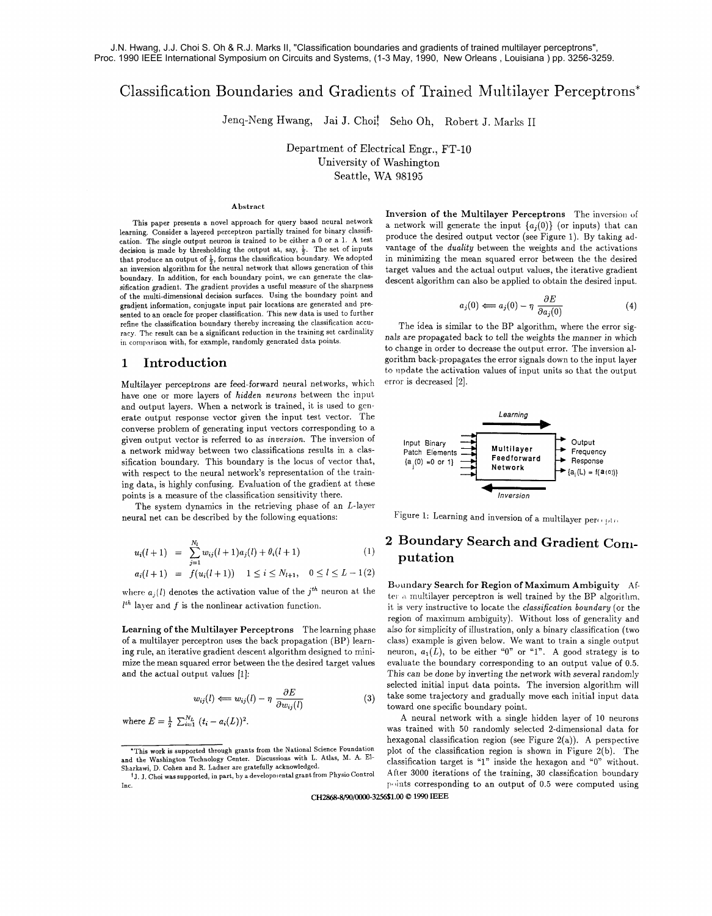J.N. Hwang, J.J. Choi S. Oh & R.J. Marks II, "Classification boundaries and gradients of trained multilayer perceptrons", Proc. 1990 IEEE International Symposium on Circuits and Systems, (1-3 May, 1990, New Orleans , Louisiana ) pp. 3256-3259.

# Classification Boundaries and Gradients of Trained Multilayer Perceptrons*

Jenq-Neng Hwang, Jai J. Choi[†], Seho Oh, Robert J. Marks II

Department of Electrical Engr., FT-10
University of Washington
Seattle, WA 98195

### Abstract

This paper presents a novel approach for query based neural network learning. Consider a layered perceptron partially trained for binary classification. The single output neuron is trained to be either a 0 or a 1. A test decision is made by thresholding the output at, say, $\frac{1}{2}$. The set of inputs that produce an output of $\frac{1}{2}$, forms the classification boundary. We adopted an inversion algorithm for the neural network that allows generation of this boundary. In addition, for each boundary point, we can generate the classification gradient. The gradient provides a useful measure of the sharpness of the multi-dimensional decision surfaces. Using the boundary point and gradient information, conjugate input pair locations are generated and presented to an oracle for proper classification. This new data is used to further refine the classification boundary thereby increasing the classification accuracy. The result can be a significant reduction in the training set cardinality in comparison with, for example, randomly generated data points.

## 1 Introduction

Multilayer perceptrons are feed-forward neural networks, which have one or more layers of *hidden neurons* between the input and output layers. When a network is trained, it is used to generate output response vector given the input test vector. The converse problem of generating input vectors corresponding to a given output vector is referred to as *inversion*. The inversion of a network midway between two classifications results in a classification boundary. This boundary is the locus of vector that, with respect to the neural network's representation of the training data, is highly confusing. Evaluation of the gradient at these points is a measure of the classification sensitivity there.

The system dynamics in the retrieving phase of an $L$-layer neural net can be described by the following equations:

$$u_i(l+1) = \sum_{j=1}^{N_l} w_{ij}(l+1)a_j(l) + \theta_i(l+1) \tag{1}$$

$$a_i(l+1) = f(u_i(l+1)) \quad 1 \le i \le N_{l+1}, \quad 0 \le l \le L-1 \tag{2}$$

where $a_j(l)$ denotes the activation value of the $j^{th}$ neuron at the $l^{th}$ layer and $f$ is the nonlinear activation function.

**Learning of the Multilayer Perceptrons** The learning phase of a multilayer perceptron uses the back propagation (BP) learning rule, an iterative gradient descent algorithm designed to minimize the mean squared error between the the desired target values and the actual output values [1]:

$$w_{ij}(l) \Longleftarrow w_{ij}(l) - \eta \frac{\partial E}{\partial w_{ij}(l)} \tag{3}$$

where $E = \frac{1}{2}\sum_{i=1}^{N_L}(t_i - a_i(L))^2$.

**Inversion of the Multilayer Perceptrons** The inversion of a network will generate the input $\{a_j(0)\}$ (or inputs) that can produce the desired output vector (see Figure 1). By taking advantage of the *duality* between the weights and the activations in minimizing the mean squared error between the the desired target values and the actual output values, the iterative gradient descent algorithm can also be applied to obtain the desired input.

$$a_j(0) \Longleftarrow a_j(0) - \eta \frac{\partial E}{\partial a_j(0)} \tag{4}$$

The idea is similar to the BP algorithm, where the error signals are propagated back to tell the weights the manner in which to change in order to decrease the output error. The inversion algorithm back-propagates the error signals down to the input layer to update the activation values of input units so that the output error is decreased [2].

Figure 1: Learning and inversion of a multilayer perceptron

## 2 Boundary Search and Gradient Computation

**Boundary Search for Region of Maximum Ambiguity** After a multilayer perceptron is well trained by the BP algorithm, it is very instructive to locate the *classification boundary* (or the region of maximum ambiguity). Without loss of generality and also for simplicity of illustration, only a binary classification (two class) example is given below. We want to train a single output neuron, $a_1(L)$, to be either "0" or "1". A good strategy is to evaluate the boundary corresponding to an output value of 0.5. This can be done by inverting the network with several randomly selected initial input data points. The inversion algorithm will take some trajectory and gradually move each initial input data toward one specific boundary point.

A neural network with a single hidden layer of 10 neurons was trained with 50 randomly selected 2-dimensional data for hexagonal classification region (see Figure 2(a)). A perspective plot of the classification region is shown in Figure 2(b). The classification target is "1" inside the hexagon and "0" without. After 3000 iterations of the training, 30 classification boundary points corresponding to an output of 0.5 were computed using

*This work is supported through grants from the National Science Foundation and the Washington Technology Center. Discussions with L. Atlas, M. A. El-Sharkawi, D. Cohen and R. Ladner are gratefully acknowledged.

[†]J. J. Choi was supported, in part, by a developmental grant from Physio Control Inc.

CH2868-8/90/0000-3256$1.00 © 1990 IEEE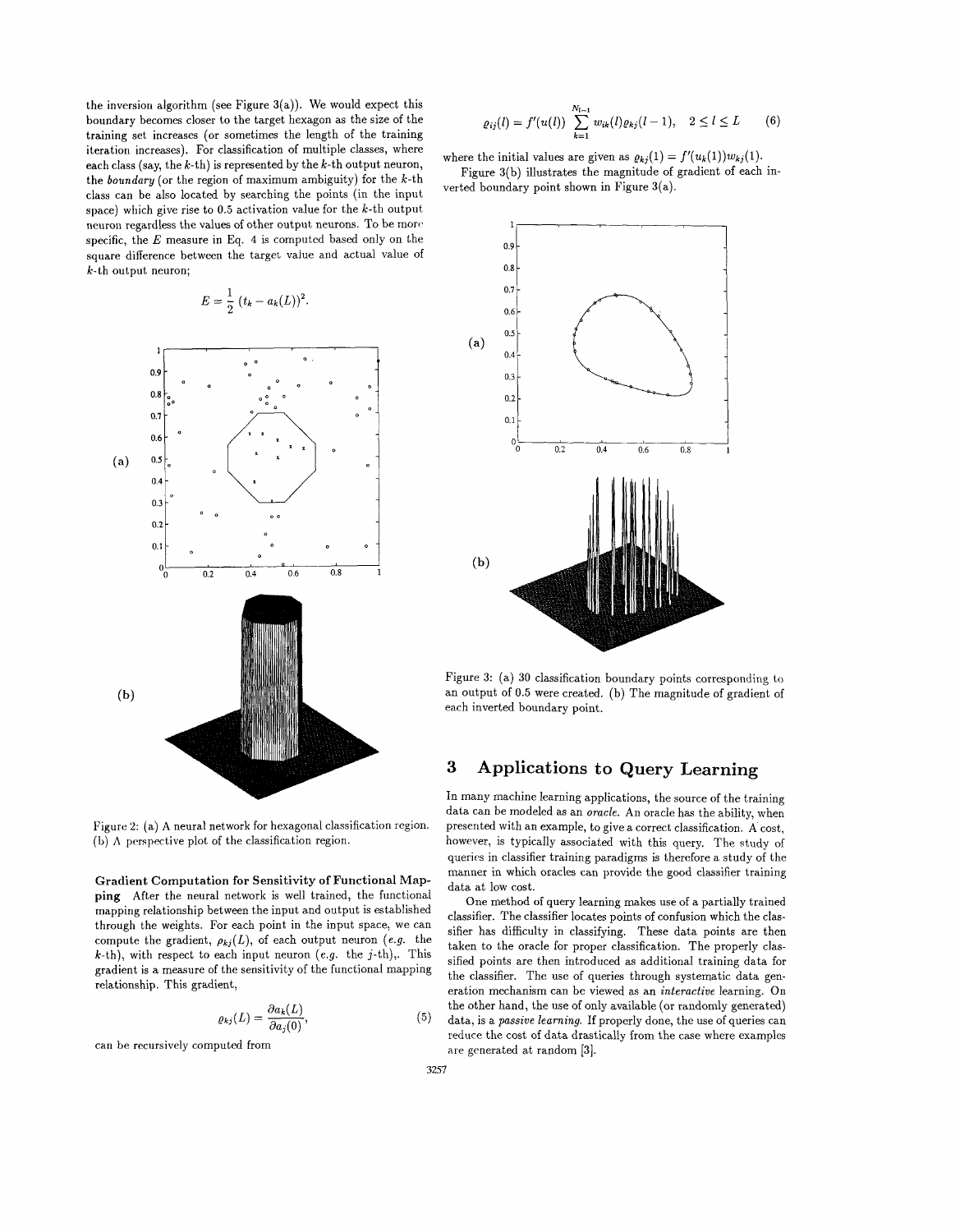the inversion algorithm (see Figure 3(a)). We would expect this boundary becomes closer to the target hexagon as the size of the training set increases (or sometimes the length of the training iteration increases). For classification of multiple classes, where each class (say, the $k$-th) is represented by the $k$-th output neuron, the *boundary* (or the region of maximum ambiguity) for the $k$-th class can be also located by searching the points (in the input space) which give rise to 0.5 activation value for the $k$-th output neuron regardless the values of other output neurons. To be more specific, the $E$ measure in Eq. 4 is computed based only on the square difference between the target value and actual value of $k$-th output neuron;

$$E = \frac{1}{2}\,(t_k - a_k(L))^2.$$

Figure 2: (a) A neural network for hexagonal classification region. (b) A perspective plot of the classification region.

**Gradient Computation for Sensitivity of Functional Mapping** After the neural network is well trained, the functional mapping relationship between the input and output is established through the weights. For each point in the input space, we can compute the gradient, $\varrho_{kj}(L)$, of each output neuron (*e.g.* the $k$-th), with respect to each input neuron (*e.g.* the $j$-th),. This gradient is a measure of the sensitivity of the functional mapping relationship. This gradient,

$$\varrho_{kj}(L) = \frac{\partial a_k(L)}{\partial a_j(0)}, \tag{5}$$

can be recursively computed from

$$\varrho_{ij}(l) = f'(u(l)) \sum_{k=1}^{N_{l-1}} w_{ik}(l)\varrho_{kj}(l-1), \quad 2 \le l \le L \tag{6}$$

where the initial values are given as $\varrho_{kj}(1) = f'(u_k(1))w_{kj}(1)$.

Figure 3(b) illustrates the magnitude of gradient of each inverted boundary point shown in Figure 3(a).

Figure 3: (a) 30 classification boundary points corresponding to an output of 0.5 were created. (b) The magnitude of gradient of each inverted boundary point.

## 3 Applications to Query Learning

In many machine learning applications, the source of the training data can be modeled as an *oracle*. An oracle has the ability, when presented with an example, to give a correct classification. A cost, however, is typically associated with this query. The study of queries in classifier training paradigms is therefore a study of the manner in which oracles can provide the good classifier training data at low cost.

One method of query learning makes use of a partially trained classifier. The classifier locates points of confusion which the classifier has difficulty in classifying. These data points are then taken to the oracle for proper classification. The properly classified points are then introduced as additional training data for the classifier. The use of queries through systematic data generation mechanism can be viewed as an *interactive* learning. On the other hand, the use of only available (or randomly generated) data, is a *passive learning*. If properly done, the use of queries can reduce the cost of data drastically from the case where examples are generated at random [3].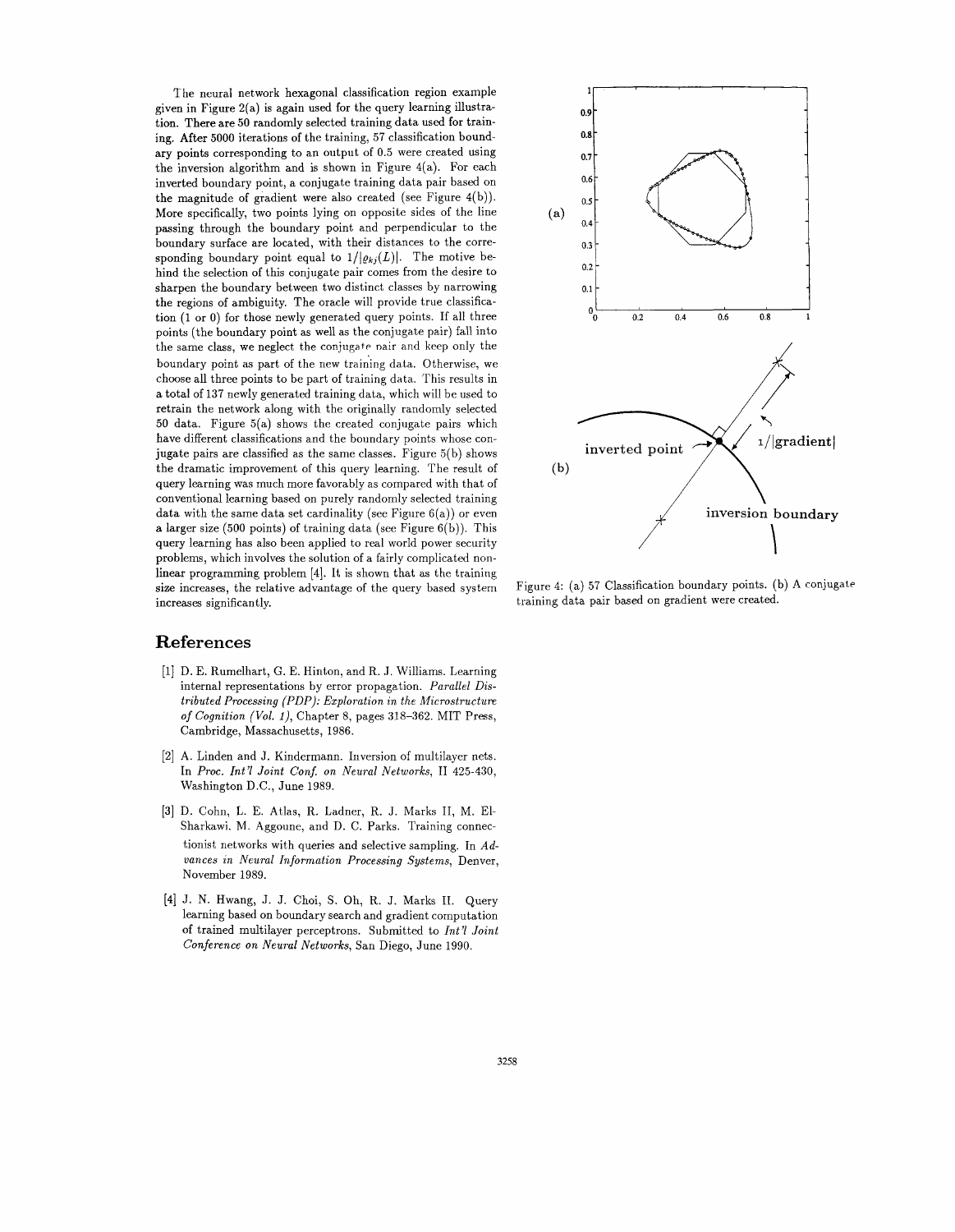The neural network hexagonal classification region example given in Figure 2(a) is again used for the query learning illustration. There are 50 randomly selected training data used for training. After 5000 iterations of the training, 57 classification boundary points corresponding to an output of 0.5 were created using the inversion algorithm and is shown in Figure 4(a). For each inverted boundary point, a conjugate training data pair based on the magnitude of gradient were also created (see Figure 4(b)). More specifically, two points lying on opposite sides of the line passing through the boundary point and perpendicular to the boundary surface are located, with their distances to the corresponding boundary point equal to $1/|\varrho_{kj}(L)|$. The motive behind the selection of this conjugate pair comes from the desire to sharpen the boundary between two distinct classes by narrowing the regions of ambiguity. The oracle will provide true classification (1 or 0) for those newly generated query points. If all three points (the boundary point as well as the conjugate pair) fall into the same class, we neglect the conjugate pair and keep only the boundary point as part of the new training data. Otherwise, we choose all three points to be part of training data. This results in a total of 137 newly generated training data, which will be used to retrain the network along with the originally randomly selected 50 data. Figure 5(a) shows the created conjugate pairs which have different classifications and the boundary points whose conjugate pairs are classified as the same classes. Figure 5(b) shows the dramatic improvement of this query learning. The result of query learning was much more favorably as compared with that of conventional learning based on purely randomly selected training data with the same data set cardinality (see Figure 6(a)) or even a larger size (500 points) of training data (see Figure 6(b)). This query learning has also been applied to real world power security problems, which involves the solution of a fairly complicated nonlinear programming problem [4]. It is shown that as the training size increases, the relative advantage of the query based system increases significantly.

Figure 4: (a) 57 Classification boundary points. (b) A conjugate training data pair based on gradient were created.

## References

[1] D. E. Rumelhart, G. E. Hinton, and R. J. Williams. Learning internal representations by error propagation. *Parallel Distributed Processing (PDP): Exploration in the Microstructure of Cognition (Vol. 1)*, Chapter 8, pages 318–362. MIT Press, Cambridge, Massachusetts, 1986.

[2] A. Linden and J. Kindermann. Inversion of multilayer nets. In *Proc. Int'l Joint Conf. on Neural Networks*, II 425-430, Washington D.C., June 1989.

[3] D. Cohn, L. E. Atlas, R. Ladner, R. J. Marks II, M. El-Sharkawi, M. Aggoune, and D. C. Parks. Training connectionist networks with queries and selective sampling. In *Advances in Neural Information Processing Systems*, Denver, November 1989.

[4] J. N. Hwang, J. J. Choi, S. Oh, R. J. Marks II. Query learning based on boundary search and gradient computation of trained multilayer perceptrons. Submitted to *Int'l Joint Conference on Neural Networks*, San Diego, June 1990.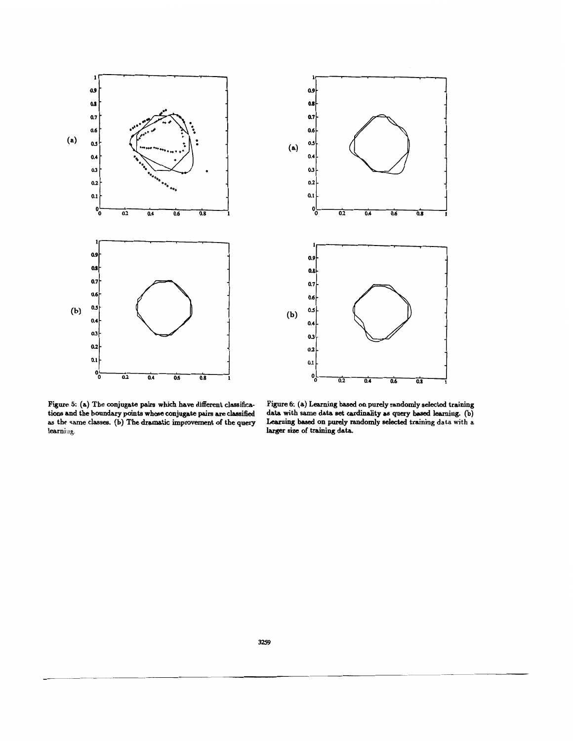(a)

1
0.9
0.8
0.7
0.6
0.5
0.4
0.3
0.2
0.1
0
0 0.2 0.4 0.6 0.8 1

(b)

1
0.9
0.8
0.7
0.6
0.5
0.4
0.3
0.2
0.1
0
0 0.2 0.4 0.6 0.8 1

Figure 5: (a) The conjugate pairs which have different classifications and the boundary points whose conjugate pairs are classified as the same classes. (b) The dramatic improvement of the query learning.

(a)

1
0.9
0.8
0.7
0.6
0.5
0.4
0.3
0.2
0.1
0
0 0.2 0.4 0.6 0.8 1

(b)

1
0.9
0.8
0.7
0.6
0.5
0.4
0.3
0.2
0.1
0
0 0.2 0.4 0.6 0.8 1

Figure 6: (a) Learning based on purely randomly selected training data with same data set cardinality as query based learning. (b) Learning based on purely randomly selected training data with a larger size of training data.